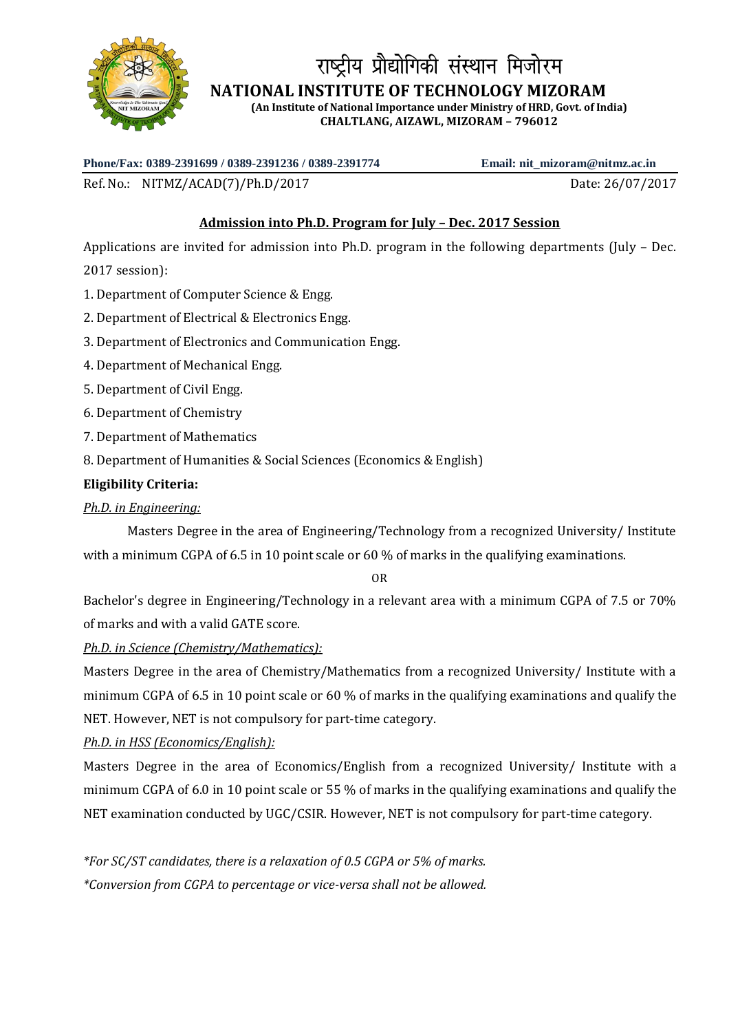# राष्ट्रीय प्रौद्योगिकी संस्थान मिजोरम

## NATIONAL INSTITUTE OF TECHNOLOGY MIZORAM

**(An Institute of National Importance under Ministry of HRD, Govt. of India)**
**CHALTLANG, AIZAWL, MIZORAM – 796012**

**Phone/Fax: 0389-2391699 / 0389-2391236 / 0389-2391774** **Email: nit_mizoram@nitmz.ac.in**

Ref. No.: NITMZ/ACAD(7)/Ph.D/2017 Date: 26/07/2017

### Admission into Ph.D. Program for July – Dec. 2017 Session

Applications are invited for admission into Ph.D. program in the following departments (July – Dec. 2017 session):

1. Department of Computer Science & Engg.
2. Department of Electrical & Electronics Engg.
3. Department of Electronics and Communication Engg.
4. Department of Mechanical Engg.
5. Department of Civil Engg.
6. Department of Chemistry
7. Department of Mathematics
8. Department of Humanities & Social Sciences (Economics & English)

**Eligibility Criteria:**

*Ph.D. in Engineering:*

Masters Degree in the area of Engineering/Technology from a recognized University/ Institute with a minimum CGPA of 6.5 in 10 point scale or 60 % of marks in the qualifying examinations.

OR

Bachelor's degree in Engineering/Technology in a relevant area with a minimum CGPA of 7.5 or 70% of marks and with a valid GATE score.

*Ph.D. in Science (Chemistry/Mathematics):*

Masters Degree in the area of Chemistry/Mathematics from a recognized University/ Institute with a minimum CGPA of 6.5 in 10 point scale or 60 % of marks in the qualifying examinations and qualify the NET. However, NET is not compulsory for part-time category.

*Ph.D. in HSS (Economics/English):*

Masters Degree in the area of Economics/English from a recognized University/ Institute with a minimum CGPA of 6.0 in 10 point scale or 55 % of marks in the qualifying examinations and qualify the NET examination conducted by UGC/CSIR. However, NET is not compulsory for part-time category.

*\*For SC/ST candidates, there is a relaxation of 0.5 CGPA or 5% of marks.*

*\*Conversion from CGPA to percentage or vice-versa shall not be allowed.*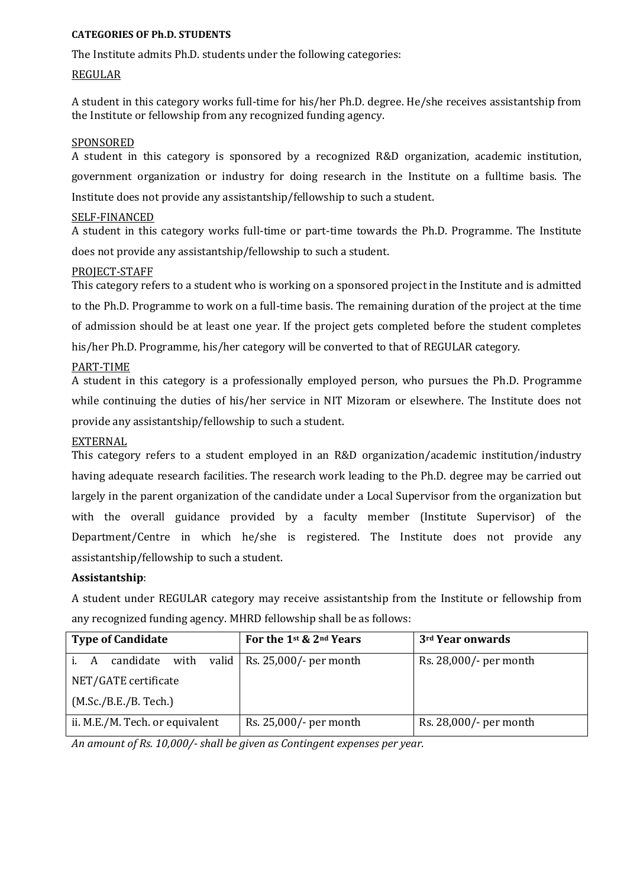**CATEGORIES OF Ph.D. STUDENTS**

The Institute admits Ph.D. students under the following categories:

REGULAR

A student in this category works full-time for his/her Ph.D. degree. He/she receives assistantship from the Institute or fellowship from any recognized funding agency.

SPONSORED

A student in this category is sponsored by a recognized R&D organization, academic institution, government organization or industry for doing research in the Institute on a fulltime basis. The Institute does not provide any assistantship/fellowship to such a student.

SELF-FINANCED

A student in this category works full-time or part-time towards the Ph.D. Programme. The Institute does not provide any assistantship/fellowship to such a student.

PROJECT-STAFF

This category refers to a student who is working on a sponsored project in the Institute and is admitted to the Ph.D. Programme to work on a full-time basis. The remaining duration of the project at the time of admission should be at least one year. If the project gets completed before the student completes his/her Ph.D. Programme, his/her category will be converted to that of REGULAR category.

PART-TIME

A student in this category is a professionally employed person, who pursues the Ph.D. Programme while continuing the duties of his/her service in NIT Mizoram or elsewhere. The Institute does not provide any assistantship/fellowship to such a student.

EXTERNAL

This category refers to a student employed in an R&D organization/academic institution/industry having adequate research facilities. The research work leading to the Ph.D. degree may be carried out largely in the parent organization of the candidate under a Local Supervisor from the organization but with the overall guidance provided by a faculty member (Institute Supervisor) of the Department/Centre in which he/she is registered. The Institute does not provide any assistantship/fellowship to such a student.

**Assistantship**:

A student under REGULAR category may receive assistantship from the Institute or fellowship from any recognized funding agency. MHRD fellowship shall be as follows:

| **Type of Candidate** | **For the 1st & 2nd Years** | **3rd Year onwards** |
|---|---|---|
| i. A candidate with valid NET/GATE certificate (M.Sc./B.E./B. Tech.) | Rs. 25,000/- per month | Rs. 28,000/- per month |
| ii. M.E./M. Tech. or equivalent | Rs. 25,000/- per month | Rs. 28,000/- per month |

*An amount of Rs. 10,000/- shall be given as Contingent expenses per year.*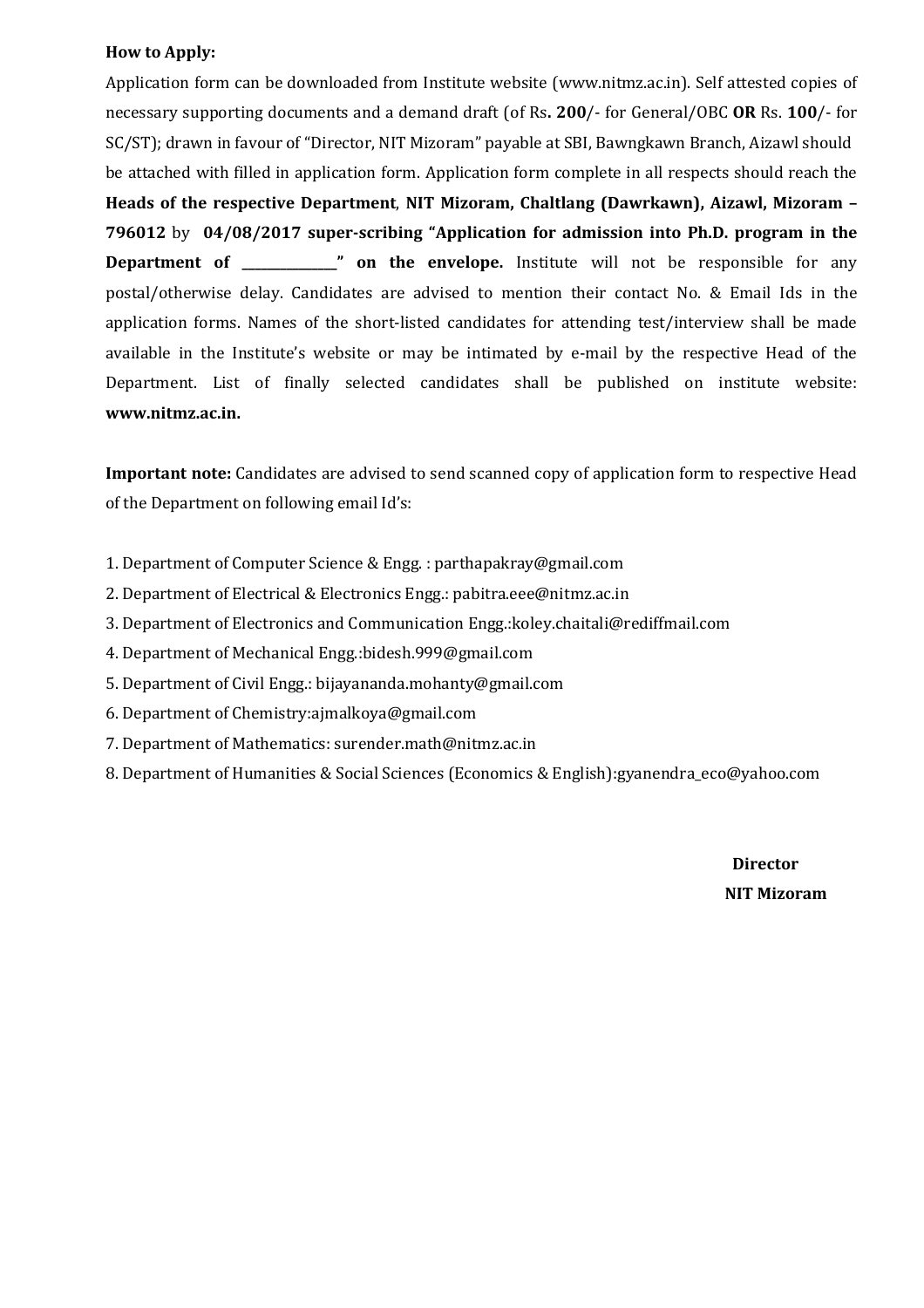**How to Apply:**

Application form can be downloaded from Institute website (www.nitmz.ac.in). Self attested copies of necessary supporting documents and a demand draft (of Rs**. 200**/- for General/OBC **OR** Rs. **100**/- for SC/ST); drawn in favour of "Director, NIT Mizoram" payable at SBI, Bawngkawn Branch, Aizawl should be attached with filled in application form. Application form complete in all respects should reach the **Heads of the respective Department**, **NIT Mizoram, Chaltlang (Dawrkawn), Aizawl, Mizoram – 796012** by **04/08/2017 super-scribing "Application for admission into Ph.D. program in the Department of _______________" on the envelope.** Institute will not be responsible for any postal/otherwise delay. Candidates are advised to mention their contact No. & Email Ids in the application forms. Names of the short-listed candidates for attending test/interview shall be made available in the Institute's website or may be intimated by e-mail by the respective Head of the Department. List of finally selected candidates shall be published on institute website: **www.nitmz.ac.in.**

**Important note:** Candidates are advised to send scanned copy of application form to respective Head of the Department on following email Id's:

1. Department of Computer Science & Engg. : parthapakray@gmail.com
2. Department of Electrical & Electronics Engg.: pabitra.eee@nitmz.ac.in
3. Department of Electronics and Communication Engg.:koley.chaitali@rediffmail.com
4. Department of Mechanical Engg.:bidesh.999@gmail.com
5. Department of Civil Engg.: bijayananda.mohanty@gmail.com
6. Department of Chemistry:ajmalkoya@gmail.com
7. Department of Mathematics: surender.math@nitmz.ac.in
8. Department of Humanities & Social Sciences (Economics & English):gyanendra_eco@yahoo.com

**Director**
**NIT Mizoram**